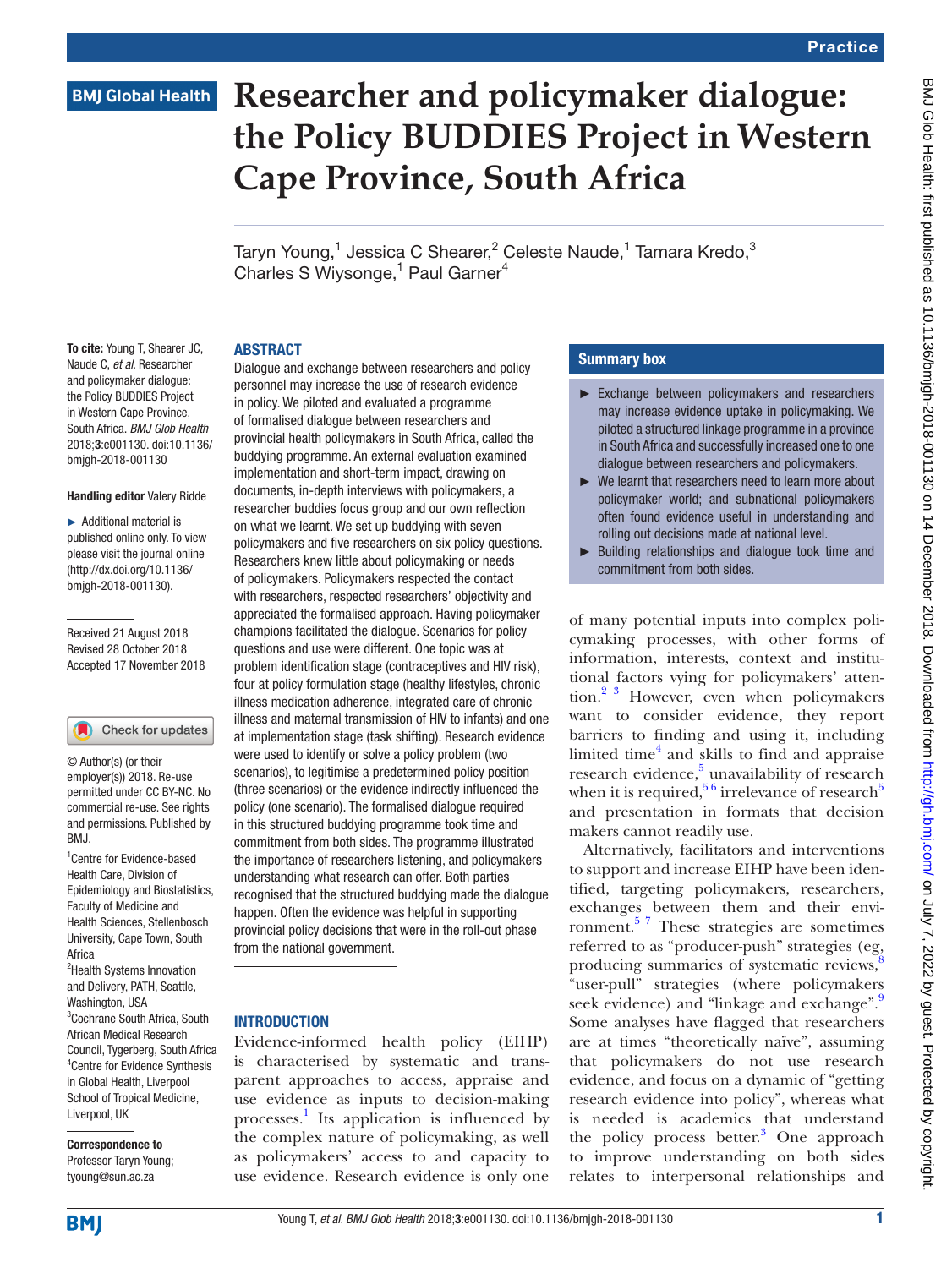Practice

BMJ Global Health

# Researcher and policymaker dialogue: the Policy BUDDIES Project in Western Cape Province, South Africa

Taryn Young,[1] Jessica C Shearer,[2] Celeste Naude,[1] Tamara Kredo,[3] Charles S Wiysonge,[1] Paul Garner[4]

**To cite:** Young T, Shearer JC, Naude C, *et al*. Researcher and policymaker dialogue: the Policy BUDDIES Project in Western Cape Province, South Africa. *BMJ Glob Health* 2018;**3**:e001130. doi:10.1136/bmjgh-2018-001130

**Handling editor** Valery Ridde

► Additional material is published online only. To view please visit the journal online (http://dx.doi.org/10.1136/bmjgh-2018-001130).

Received 21 August 2018
Revised 28 October 2018
Accepted 17 November 2018

© Author(s) (or their employer(s)) 2018. Re-use permitted under CC BY-NC. No commercial re-use. See rights and permissions. Published by BMJ.

[1]Centre for Evidence-based Health Care, Division of Epidemiology and Biostatistics, Faculty of Medicine and Health Sciences, Stellenbosch University, Cape Town, South Africa
[2]Health Systems Innovation and Delivery, PATH, Seattle, Washington, USA
[3]Cochrane South Africa, South African Medical Research Council, Tygerberg, South Africa
[4]Centre for Evidence Synthesis in Global Health, Liverpool School of Tropical Medicine, Liverpool, UK

**Correspondence to**
Professor Taryn Young; tyoung@sun.ac.za

## ABSTRACT

Dialogue and exchange between researchers and policy personnel may increase the use of research evidence in policy. We piloted and evaluated a programme of formalised dialogue between researchers and provincial health policymakers in South Africa, called the buddying programme. An external evaluation examined implementation and short-term impact, drawing on documents, in-depth interviews with policymakers, a researcher buddies focus group and our own reflection on what we learnt. We set up buddying with seven policymakers and five researchers on six policy questions. Researchers knew little about policymaking or needs of policymakers. Policymakers respected the contact with researchers, respected researchers' objectivity and appreciated the formalised approach. Having policymaker champions facilitated the dialogue. Scenarios for policy questions and use were different. One topic was at problem identification stage (contraceptives and HIV risk), four at policy formulation stage (healthy lifestyles, chronic illness medication adherence, integrated care of chronic illness and maternal transmission of HIV to infants) and one at implementation stage (task shifting). Research evidence were used to identify or solve a policy problem (two scenarios), to legitimise a predetermined policy position (three scenarios) or the evidence indirectly influenced the policy (one scenario). The formalised dialogue required in this structured buddying programme took time and commitment from both sides. The programme illustrated the importance of researchers listening, and policymakers understanding what research can offer. Both parties recognised that the structured buddying made the dialogue happen. Often the evidence was helpful in supporting provincial policy decisions that were in the roll-out phase from the national government.

## Summary box

- ► Exchange between policymakers and researchers may increase evidence uptake in policymaking. We piloted a structured linkage programme in a province in South Africa and successfully increased one to one dialogue between researchers and policymakers.
- ► We learnt that researchers need to learn more about policymaker world; and subnational policymakers often found evidence useful in understanding and rolling out decisions made at national level.
- ► Building relationships and dialogue took time and commitment from both sides.

## INTRODUCTION

Evidence-informed health policy (EIHP) is characterised by systematic and transparent approaches to access, appraise and use evidence as inputs to decision-making processes.[1] Its application is influenced by the complex nature of policymaking, as well as policymakers' access to and capacity to use evidence. Research evidence is only one of many potential inputs into complex policymaking processes, with other forms of information, interests, context and institutional factors vying for policymakers' attention.[2,3] However, even when policymakers want to consider evidence, they report barriers to finding and using it, including limited time[4] and skills to find and appraise research evidence,[5] unavailability of research when it is required,[5,6] irrelevance of research[5] and presentation in formats that decision makers cannot readily use.

Alternatively, facilitators and interventions to support and increase EIHP have been identified, targeting policymakers, researchers, exchanges between them and their environment.[5,7] These strategies are sometimes referred to as "producer-push" strategies (eg, producing summaries of systematic reviews,[8] "user-pull" strategies (where policymakers seek evidence) and "linkage and exchange".[9] Some analyses have flagged that researchers are at times "theoretically naïve", assuming that policymakers do not use research evidence, and focus on a dynamic of "getting research evidence into policy", whereas what is needed is academics that understand the policy process better.[3] One approach to improve understanding on both sides relates to interpersonal relationships and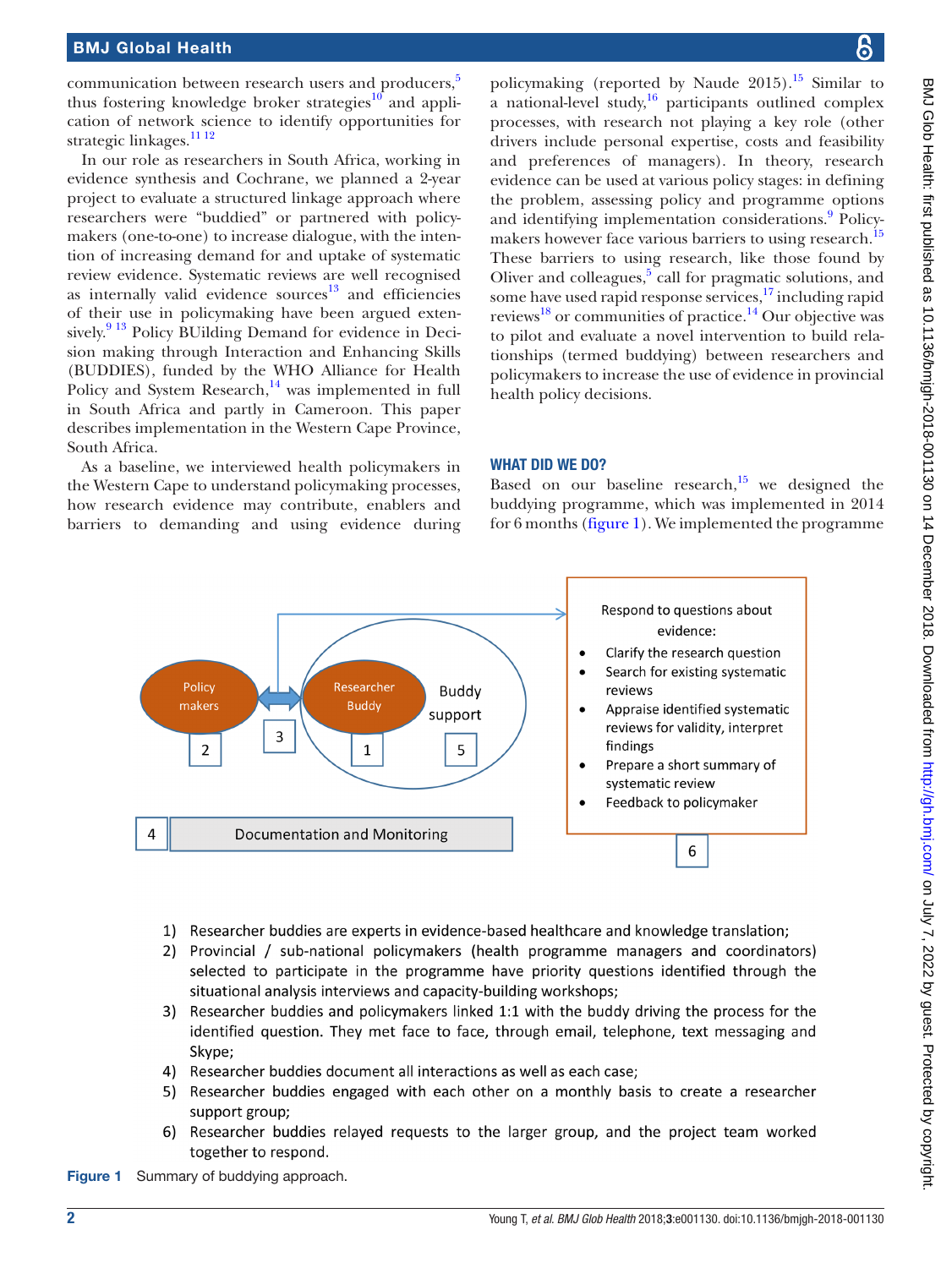communication between research users and producers,[5] thus fostering knowledge broker strategies[10] and application of network science to identify opportunities for strategic linkages.[11 12]

In our role as researchers in South Africa, working in evidence synthesis and Cochrane, we planned a 2-year project to evaluate a structured linkage approach where researchers were "buddied" or partnered with policymakers (one-to-one) to increase dialogue, with the intention of increasing demand for and uptake of systematic review evidence. Systematic reviews are well recognised as internally valid evidence sources[13] and efficiencies of their use in policymaking have been argued extensively.[9 13] Policy BUilding Demand for evidence in Decision making through Interaction and Enhancing Skills (BUDDIES), funded by the WHO Alliance for Health Policy and System Research,[14] was implemented in full in South Africa and partly in Cameroon. This paper describes implementation in the Western Cape Province, South Africa.

As a baseline, we interviewed health policymakers in the Western Cape to understand policymaking processes, how research evidence may contribute, enablers and barriers to demanding and using evidence during policymaking (reported by Naude 2015).[15] Similar to a national-level study,[16] participants outlined complex processes, with research not playing a key role (other drivers include personal expertise, costs and feasibility and preferences of managers). In theory, research evidence can be used at various policy stages: in defining the problem, assessing policy and programme options and identifying implementation considerations.[9] Policymakers however face various barriers to using research.[15] These barriers to using research, like those found by Oliver and colleagues,[5] call for pragmatic solutions, and some have used rapid response services,[17] including rapid reviews[18] or communities of practice.[14] Our objective was to pilot and evaluate a novel intervention to build relationships (termed buddying) between researchers and policymakers to increase the use of evidence in provincial health policy decisions.

## WHAT DID WE DO?

Based on our baseline research,[15] we designed the buddying programme, which was implemented in 2014 for 6 months (figure 1). We implemented the programme

Policy makers — 2; Researcher Buddy — 1; 3; Buddy support — 5; 4 Documentation and Monitoring

6 — Respond to questions about evidence:

- Clarify the research question
- Search for existing systematic reviews
- Appraise identified systematic reviews for validity, interpret findings
- Prepare a short summary of systematic review
- Feedback to policymaker

1) Researcher buddies are experts in evidence-based healthcare and knowledge translation;
2) Provincial / sub-national policymakers (health programme managers and coordinators) selected to participate in the programme have priority questions identified through the situational analysis interviews and capacity-building workshops;
3) Researcher buddies and policymakers linked 1:1 with the buddy driving the process for the identified question. They met face to face, through email, telephone, text messaging and Skype;
4) Researcher buddies document all interactions as well as each case;
5) Researcher buddies engaged with each other on a monthly basis to create a researcher support group;
6) Researcher buddies relayed requests to the larger group, and the project team worked together to respond.

**Figure 1** Summary of buddying approach.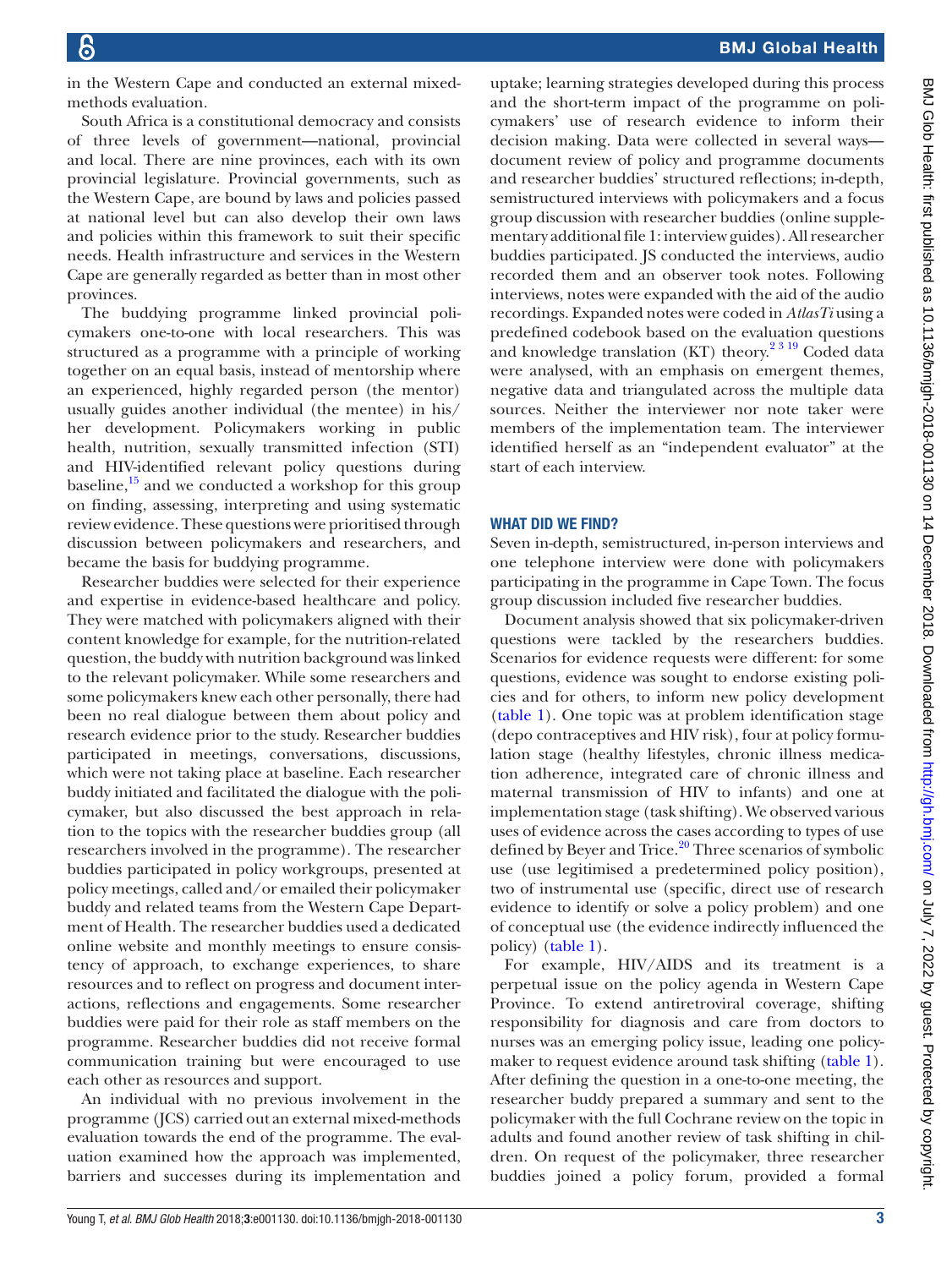in the Western Cape and conducted an external mixed-methods evaluation.

South Africa is a constitutional democracy and consists of three levels of government—national, provincial and local. There are nine provinces, each with its own provincial legislature. Provincial governments, such as the Western Cape, are bound by laws and policies passed at national level but can also develop their own laws and policies within this framework to suit their specific needs. Health infrastructure and services in the Western Cape are generally regarded as better than in most other provinces.

The buddying programme linked provincial policymakers one-to-one with local researchers. This was structured as a programme with a principle of working together on an equal basis, instead of mentorship where an experienced, highly regarded person (the mentor) usually guides another individual (the mentee) in his/her development. Policymakers working in public health, nutrition, sexually transmitted infection (STI) and HIV-identified relevant policy questions during baseline,[15] and we conducted a workshop for this group on finding, assessing, interpreting and using systematic review evidence. These questions were prioritised through discussion between policymakers and researchers, and became the basis for buddying programme.

Researcher buddies were selected for their experience and expertise in evidence-based healthcare and policy. They were matched with policymakers aligned with their content knowledge for example, for the nutrition-related question, the buddy with nutrition background was linked to the relevant policymaker. While some researchers and some policymakers knew each other personally, there had been no real dialogue between them about policy and research evidence prior to the study. Researcher buddies participated in meetings, conversations, discussions, which were not taking place at baseline. Each researcher buddy initiated and facilitated the dialogue with the policymaker, but also discussed the best approach in relation to the topics with the researcher buddies group (all researchers involved in the programme). The researcher buddies participated in policy workgroups, presented at policy meetings, called and/or emailed their policymaker buddy and related teams from the Western Cape Department of Health. The researcher buddies used a dedicated online website and monthly meetings to ensure consistency of approach, to exchange experiences, to share resources and to reflect on progress and document interactions, reflections and engagements. Some researcher buddies were paid for their role as staff members on the programme. Researcher buddies did not receive formal communication training but were encouraged to use each other as resources and support.

An individual with no previous involvement in the programme (JCS) carried out an external mixed-methods evaluation towards the end of the programme. The evaluation examined how the approach was implemented, barriers and successes during its implementation and uptake; learning strategies developed during this process and the short-term impact of the programme on policymakers' use of research evidence to inform their decision making. Data were collected in several ways—document review of policy and programme documents and researcher buddies' structured reflections; in-depth, semistructured interviews with policymakers and a focus group discussion with researcher buddies (online supplementary additional file 1: interview guides). All researcher buddies participated. JS conducted the interviews, audio recorded them and an observer took notes. Following interviews, notes were expanded with the aid of the audio recordings. Expanded notes were coded in *AtlasTi* using a predefined codebook based on the evaluation questions and knowledge translation (KT) theory.[2 3 19] Coded data were analysed, with an emphasis on emergent themes, negative data and triangulated across the multiple data sources. Neither the interviewer nor note taker were members of the implementation team. The interviewer identified herself as an "independent evaluator" at the start of each interview.

## WHAT DID WE FIND?

Seven in-depth, semistructured, in-person interviews and one telephone interview were done with policymakers participating in the programme in Cape Town. The focus group discussion included five researcher buddies.

Document analysis showed that six policymaker-driven questions were tackled by the researchers buddies. Scenarios for evidence requests were different: for some questions, evidence was sought to endorse existing policies and for others, to inform new policy development (table 1). One topic was at problem identification stage (depo contraceptives and HIV risk), four at policy formulation stage (healthy lifestyles, chronic illness medication adherence, integrated care of chronic illness and maternal transmission of HIV to infants) and one at implementation stage (task shifting). We observed various uses of evidence across the cases according to types of use defined by Beyer and Trice.[20] Three scenarios of symbolic use (use legitimised a predetermined policy position), two of instrumental use (specific, direct use of research evidence to identify or solve a policy problem) and one of conceptual use (the evidence indirectly influenced the policy) (table 1).

For example, HIV/AIDS and its treatment is a perpetual issue on the policy agenda in Western Cape Province. To extend antiretroviral coverage, shifting responsibility for diagnosis and care from doctors to nurses was an emerging policy issue, leading one policymaker to request evidence around task shifting (table 1). After defining the question in a one-to-one meeting, the researcher buddy prepared a summary and sent to the policymaker with the full Cochrane review on the topic in adults and found another review of task shifting in children. On request of the policymaker, three researcher buddies joined a policy forum, provided a formal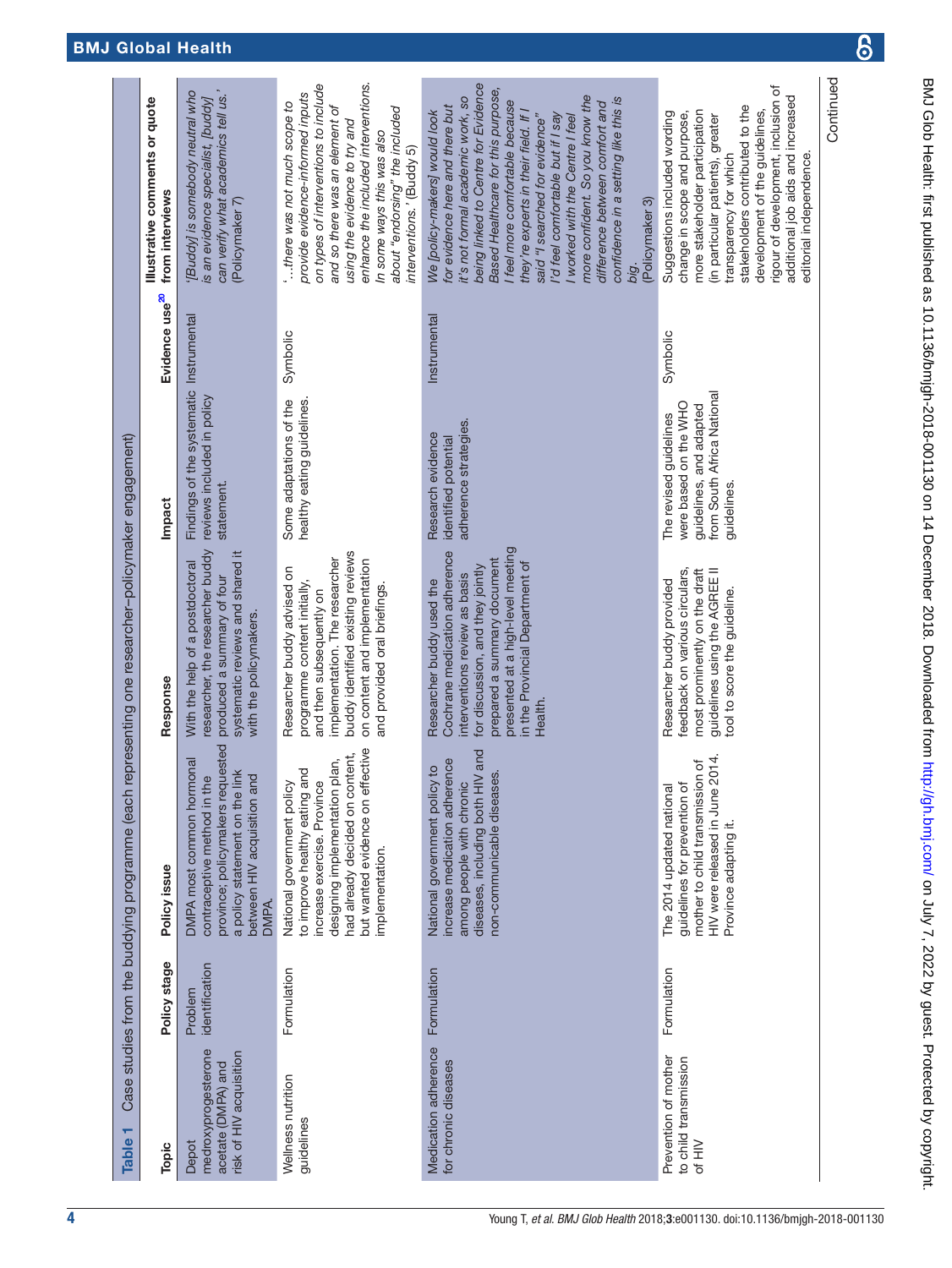**Table 1** Case studies from the buddying programme (each representing one researcher–policymaker engagement)

| Topic | Policy stage | Policy issue | Response | Impact | Evidence use[20] | Illustrative comments or quote from interviews |
|---|---|---|---|---|---|---|
| Depot medroxyprogesterone acetate (DMPA) and risk of HIV acquisition | Problem identification | DMPA most common hormonal contraceptive method in the province; policymakers requested a policy statement on the link between HIV acquisition and DMPA. | With the help of a postdoctoral researcher, the researcher buddy produced a summary of four systematic reviews and shared it with the policymakers. | Findings of the systematic reviews included in policy statement. | Instrumental | *'[Buddy] is somebody neutral who is an evidence specialist, [buddy] can verify what academics tell us.'* (Policymaker 7) |
| Wellness nutrition guidelines | Formulation | National government policy to improve healthy eating and increase exercise. Province designing implementation plan, had already decided on content, but wanted evidence on effective implementation. | Researcher buddy advised on programme content initially, and then subsequently on implementation. The researcher buddy identified existing reviews on content and implementation and provided oral briefings. | Some adaptations of the healthy eating guidelines. | Symbolic | *'…there was not much scope to provide evidence-informed inputs on types of interventions to include and so there was an element of using the evidence to try and enhance the included interventions. In some ways this was also about "endorsing" the included interventions.'* (Buddy 5) |
| Medication adherence for chronic diseases | Formulation | National government policy to increase medication adherence among people with chronic diseases, including both HIV and non-communicable diseases. | Researcher buddy used the Cochrane medication adherence interventions review as basis for discussion, and they jointly prepared a summary document presented at a high-level meeting in the Provincial Department of Health. | Research evidence identified potential adherence strategies. | Instrumental | *We [policy-makers] would look for evidence here and there but it's not formal academic work, so being linked to Centre for Evidence Based Healthcare for this purpose, I feel more comfortable because they're experts in their field. If I said "I searched for evidence" I'd feel comfortable but if I say I worked with the Centre I feel more confident. So you know the difference between comfort and confidence in a setting like this is big.* (Policymaker 3) |
| Prevention of mother to child transmission of HIV | Formulation | The 2014 updated national guidelines for prevention of mother to child transmission of HIV were released in June 2014. Province adapting it. | Researcher buddy provided feedback on various circulars, most prominently on the draft guidelines using the AGREE II tool to score the guideline. | The revised guidelines were based on the WHO guidelines, and adapted from South Africa National guidelines. | Symbolic | Suggestions included wording change in scope and purpose, more stakeholder participation (in particular patients), greater transparency for which stakeholders contributed to the development of the guidelines, rigour of development, inclusion of additional job aids and increased editorial independence. |

Continued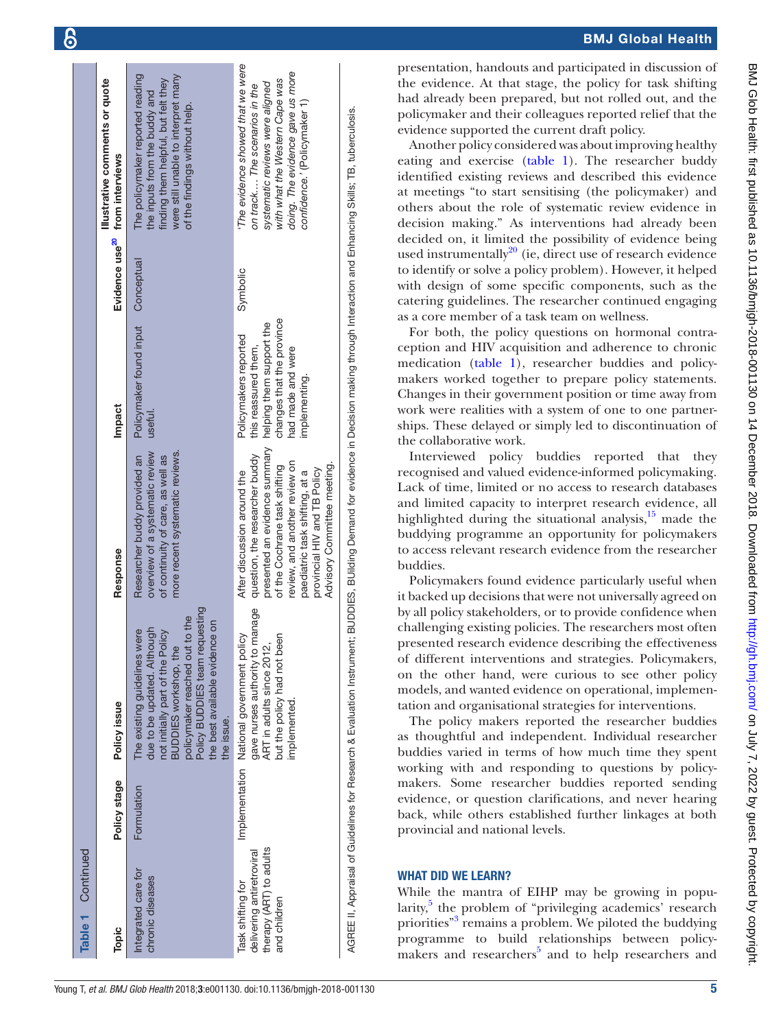**Table 1** Continued

| Topic | Policy stage | Policy issue | Response | Impact | Evidence use[20] | Illustrative comments or quote from interviews |
|---|---|---|---|---|---|---|
| Integrated care for chronic diseases | Formulation | The existing guidelines were due to be updated. Although not initially part of the Policy BUDDIES workshop, the policymaker reached out to the Policy BUDDIES team requesting the best available evidence on the issue. | Researcher buddy provided an overview of a systematic review of continuity of care, as well as more recent systematic reviews. | Policymaker found input useful. | Conceptual | The policymaker reported reading the inputs from the buddy and finding them helpful, but felt they were still unable to interpret many of the findings without help. |
| Task shifting for delivering antiretroviral therapy (ART) to adults and children | Implementation | National government policy gave nurses authority to manage ART in adults since 2012, but the policy had not been implemented. | After discussion around the question, the researcher buddy presented an evidence summary of the Cochrane task shifting review, and another review on paediatric task shifting, at a provincial HIV and TB Policy Advisory Committee meeting. | Policymakers reported this reassured them, helping them support the changes that the province had made and were implementing. | Symbolic | *'The evidence showed that we were on track… The scenarios in the systematic reviews were aligned with what the Western Cape was doing. The evidence gave us more confidence.'* (Policymaker 1) |

AGREE II, Appraisal of Guidelines for Research & Evaluation Instrument; BUDDIES, BUilding Demand for evidence in Decision making through Interaction and Enhancing Skills; TB, tuberculosis.

presentation, handouts and participated in discussion of the evidence. At that stage, the policy for task shifting had already been prepared, but not rolled out, and the policymaker and their colleagues reported relief that the evidence supported the current draft policy.

Another policy considered was about improving healthy eating and exercise (table 1). The researcher buddy identified existing reviews and described this evidence at meetings "to start sensitising (the policymaker) and others about the role of systematic review evidence in decision making." As interventions had already been decided on, it limited the possibility of evidence being used instrumentally[20] (ie, direct use of research evidence to identify or solve a policy problem). However, it helped with design of some specific components, such as the catering guidelines. The researcher continued engaging as a core member of a task team on wellness.

For both, the policy questions on hormonal contraception and HIV acquisition and adherence to chronic medication (table 1), researcher buddies and policymakers worked together to prepare policy statements. Changes in their government position or time away from work were realities with a system of one to one partnerships. These delayed or simply led to discontinuation of the collaborative work.

Interviewed policy buddies reported that they recognised and valued evidence-informed policymaking. Lack of time, limited or no access to research databases and limited capacity to interpret research evidence, all highlighted during the situational analysis,[15] made the buddying programme an opportunity for policymakers to access relevant research evidence from the researcher buddies.

Policymakers found evidence particularly useful when it backed up decisions that were not universally agreed on by all policy stakeholders, or to provide confidence when challenging existing policies. The researchers most often presented research evidence describing the effectiveness of different interventions and strategies. Policymakers, on the other hand, were curious to see other policy models, and wanted evidence on operational, implementation and organisational strategies for interventions.

The policy makers reported the researcher buddies as thoughtful and independent. Individual researcher buddies varied in terms of how much time they spent working with and responding to questions by policymakers. Some researcher buddies reported sending evidence, or question clarifications, and never hearing back, while others established further linkages at both provincial and national levels.

## WHAT DID WE LEARN?

While the mantra of EIHP may be growing in popularity,[5] the problem of "privileging academics' research priorities"[3] remains a problem. We piloted the buddying programme to build relationships between policymakers and researchers[5] and to help researchers and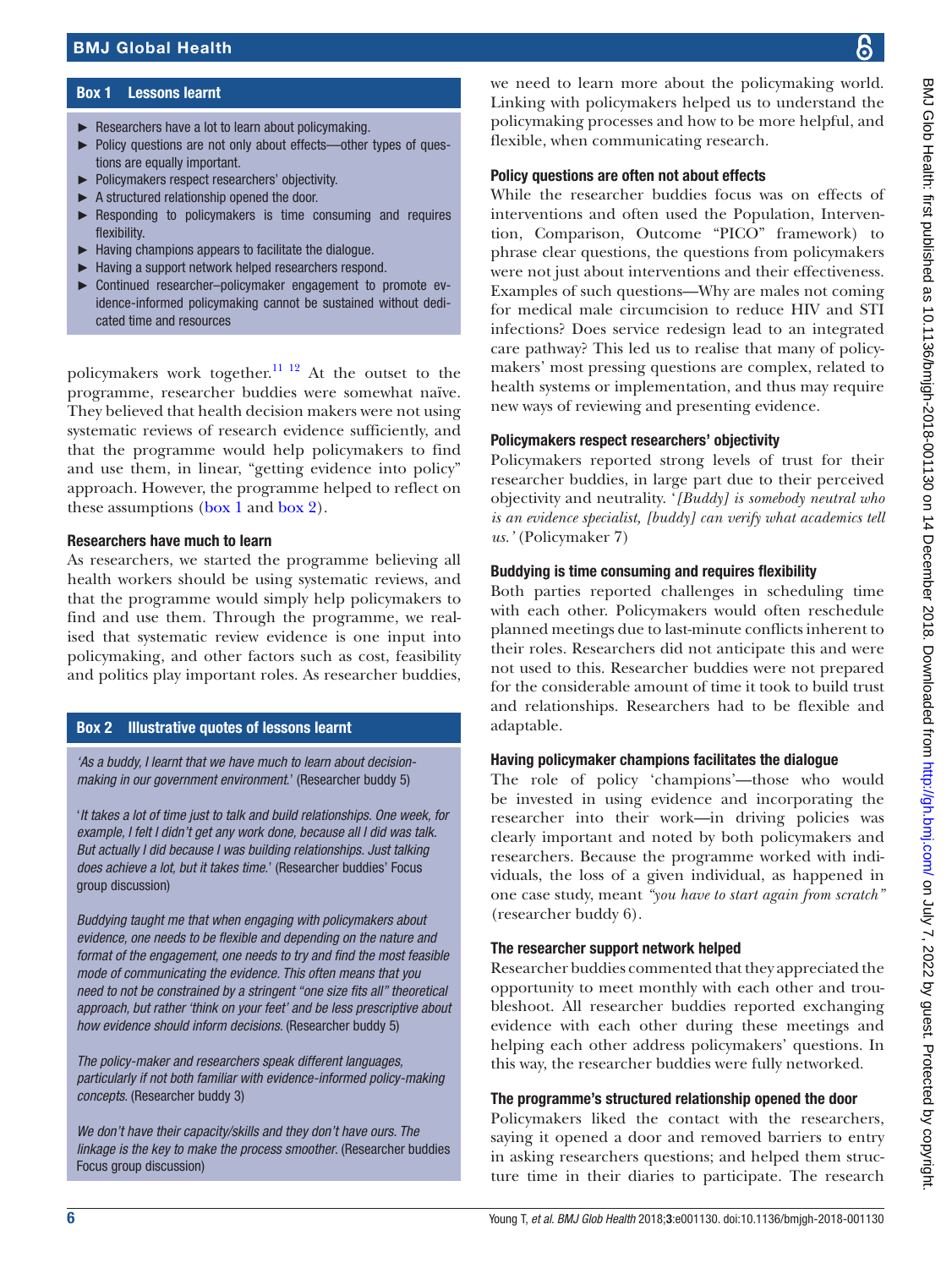**Box 1 Lessons learnt**

- Researchers have a lot to learn about policymaking.
- Policy questions are not only about effects—other types of questions are equally important.
- Policymakers respect researchers' objectivity.
- A structured relationship opened the door.
- Responding to policymakers is time consuming and requires flexibility.
- Having champions appears to facilitate the dialogue.
- Having a support network helped researchers respond.
- Continued researcher–policymaker engagement to promote evidence-informed policymaking cannot be sustained without dedicated time and resources

policymakers work together.[11 12] At the outset to the programme, researcher buddies were somewhat naïve. They believed that health decision makers were not using systematic reviews of research evidence sufficiently, and that the programme would help policymakers to find and use them, in linear, "getting evidence into policy" approach. However, the programme helped to reflect on these assumptions (box 1 and box 2).

### Researchers have much to learn

As researchers, we started the programme believing all health workers should be using systematic reviews, and that the programme would simply help policymakers to find and use them. Through the programme, we realised that systematic review evidence is one input into policymaking, and other factors such as cost, feasibility and politics play important roles. As researcher buddies, we need to learn more about the policymaking world. Linking with policymakers helped us to understand the policymaking processes and how to be more helpful, and flexible, when communicating research.

**Box 2 Illustrative quotes of lessons learnt**

*'As a buddy, I learnt that we have much to learn about decision-making in our government environment.'* (Researcher buddy 5)

'*It takes a lot of time just to talk and build relationships. One week, for example, I felt I didn't get any work done, because all I did was talk. But actually I did because I was building relationships. Just talking does achieve a lot, but it takes time.*' (Researcher buddies' Focus group discussion)

*Buddying taught me that when engaging with policymakers about evidence, one needs to be flexible and depending on the nature and format of the engagement, one needs to try and find the most feasible mode of communicating the evidence. This often means that you need to not be constrained by a stringent "one size fits all" theoretical approach, but rather 'think on your feet' and be less prescriptive about how evidence should inform decisions.* (Researcher buddy 5)

*The policy-maker and researchers speak different languages, particularly if not both familiar with evidence-informed policy-making concepts.* (Researcher buddy 3)

*We don't have their capacity/skills and they don't have ours. The linkage is the key to make the process smoother.* (Researcher buddies Focus group discussion)

### Policy questions are often not about effects

While the researcher buddies focus was on effects of interventions and often used the Population, Intervention, Comparison, Outcome "PICO" framework) to phrase clear questions, the questions from policymakers were not just about interventions and their effectiveness. Examples of such questions—Why are males not coming for medical male circumcision to reduce HIV and STI infections? Does service redesign lead to an integrated care pathway? This led us to realise that many of policymakers' most pressing questions are complex, related to health systems or implementation, and thus may require new ways of reviewing and presenting evidence.

### Policymakers respect researchers' objectivity

Policymakers reported strong levels of trust for their researcher buddies, in large part due to their perceived objectivity and neutrality. '*[Buddy] is somebody neutral who is an evidence specialist, [buddy] can verify what academics tell us.'* (Policymaker 7)

### Buddying is time consuming and requires flexibility

Both parties reported challenges in scheduling time with each other. Policymakers would often reschedule planned meetings due to last-minute conflicts inherent to their roles. Researchers did not anticipate this and were not used to this. Researcher buddies were not prepared for the considerable amount of time it took to build trust and relationships. Researchers had to be flexible and adaptable.

### Having policymaker champions facilitates the dialogue

The role of policy 'champions'—those who would be invested in using evidence and incorporating the researcher into their work—in driving policies was clearly important and noted by both policymakers and researchers. Because the programme worked with individuals, the loss of a given individual, as happened in one case study, meant *"you have to start again from scratch"* (researcher buddy 6).

### The researcher support network helped

Researcher buddies commented that they appreciated the opportunity to meet monthly with each other and troubleshoot. All researcher buddies reported exchanging evidence with each other during these meetings and helping each other address policymakers' questions. In this way, the researcher buddies were fully networked.

### The programme's structured relationship opened the door

Policymakers liked the contact with the researchers, saying it opened a door and removed barriers to entry in asking researchers questions; and helped them structure time in their diaries to participate. The research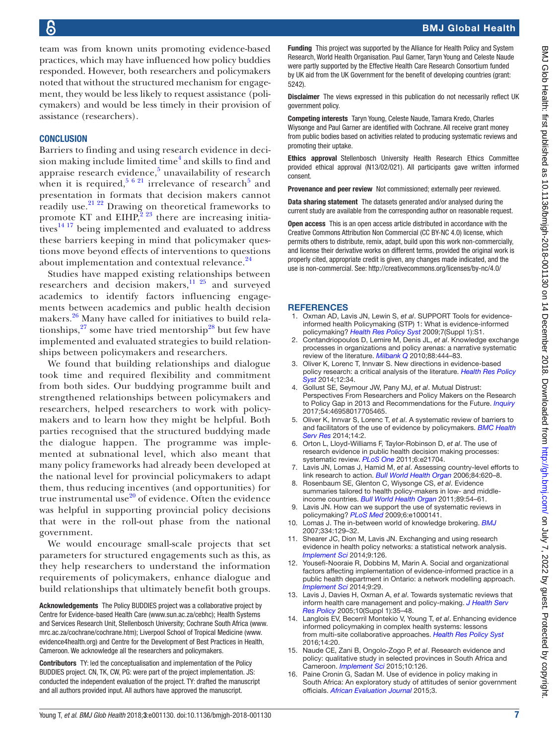team was from known units promoting evidence-based practices, which may have influenced how policy buddies responded. However, both researchers and policymakers noted that without the structured mechanism for engagement, they would be less likely to request assistance (policymakers) and would be less timely in their provision of assistance (researchers).

## CONCLUSION

Barriers to finding and using research evidence in decision making include limited time[4] and skills to find and appraise research evidence,[5] unavailability of research when it is required,[5 6 21] irrelevance of research[5] and presentation in formats that decision makers cannot readily use.[21 22] Drawing on theoretical frameworks to promote KT and EIHP,[2 23] there are increasing initiatives[14 17] being implemented and evaluated to address these barriers keeping in mind that policymaker questions move beyond effects of interventions to questions about implementation and contextual relevance.[24]

Studies have mapped existing relationships between researchers and decision makers,[11 25] and surveyed academics to identify factors influencing engagements between academics and public health decision makers.[26] Many have called for initiatives to build relationships,[27] some have tried mentorship[28] but few have implemented and evaluated strategies to build relationships between policymakers and researchers.

We found that building relationships and dialogue took time and required flexibility and commitment from both sides. Our buddying programme built and strengthened relationships between policymakers and researchers, helped researchers to work with policymakers and to learn how they might be helpful. Both parties recognised that the structured buddying made the dialogue happen. The programme was implemented at subnational level, which also meant that many policy frameworks had already been developed at the national level for provincial policymakers to adapt them, thus reducing incentives (and opportunities) for true instrumental use[20] of evidence. Often the evidence was helpful in supporting provincial policy decisions that were in the roll-out phase from the national government.

We would encourage small-scale projects that set parameters for structured engagements such as this, as they help researchers to understand the information requirements of policymakers, enhance dialogue and build relationships that ultimately benefit both groups.

**Acknowledgements** The Policy BUDDIES project was a collaborative project by Centre for Evidence-based Health Care (www.sun.ac.za/cebhc); Health Systems and Services Research Unit, Stellenbosch University; Cochrane South Africa (www.mrc.ac.za/cochrane/cochrane.htm); Liverpool School of Tropical Medicine (www.evidence4health.org) and Centre for the Development of Best Practices in Health, Cameroon. We acknowledge all the researchers and policymakers.

**Contributors** TY: led the conceptualisation and implementation of the Policy BUDDIES project. CN, TK, CW, PG: were part of the project implementation. JS: conducted the independent evaluation of the project. TY: drafted the manuscript and all authors provided input. All authors have approved the manuscript.

**Funding** This project was supported by the Alliance for Health Policy and System Research, World Health Organisation. Paul Garner, Taryn Young and Celeste Naude were partly supported by the Effective Health Care Research Consortium funded by UK aid from the UK Government for the benefit of developing countries (grant: 5242).

**Disclaimer** The views expressed in this publication do not necessarily reflect UK government policy.

**Competing interests** Taryn Young, Celeste Naude, Tamara Kredo, Charles Wiysonge and Paul Garner are identified with Cochrane. All receive grant money from public bodies based on activities related to producing systematic reviews and promoting their uptake.

**Ethics approval** Stellenbosch University Health Research Ethics Committee provided ethical approval (N13/02/021). All participants gave written informed consent.

**Provenance and peer review** Not commissioned; externally peer reviewed.

**Data sharing statement** The datasets generated and/or analysed during the current study are available from the corresponding author on reasonable request.

**Open access** This is an open access article distributed in accordance with the Creative Commons Attribution Non Commercial (CC BY-NC 4.0) license, which permits others to distribute, remix, adapt, build upon this work non-commercially, and license their derivative works on different terms, provided the original work is properly cited, appropriate credit is given, any changes made indicated, and the use is non-commercial. See: http://creativecommons.org/licenses/by-nc/4.0/

## REFERENCES

1. Oxman AD, Lavis JN, Lewin S, *et al*. SUPPORT Tools for evidence-informed health Policymaking (STP) 1: What is evidence-informed policymaking? *Health Res Policy Syst* 2009;7(Suppl 1):S1.
2. Contandriopoulos D, Lemire M, Denis JL, *et al*. Knowledge exchange processes in organizations and policy arenas: a narrative systematic review of the literature. *Milbank Q* 2010;88:444–83.
3. Oliver K, Lorenc T, Innvær S. New directions in evidence-based policy research: a critical analysis of the literature. *Health Res Policy Syst* 2014;12:34.
4. Gollust SE, Seymour JW, Pany MJ, *et al*. Mutual Distrust: Perspectives From Researchers and Policy Makers on the Research to Policy Gap in 2013 and Recommendations for the Future. *Inquiry* 2017;54:46958017705465.
5. Oliver K, Innvar S, Lorenc T, *et al*. A systematic review of barriers to and facilitators of the use of evidence by policymakers. *BMC Health Serv Res* 2014;14:2.
6. Orton L, Lloyd-Williams F, Taylor-Robinson D, *et al*. The use of research evidence in public health decision making processes: systematic review. *PLoS One* 2011;6:e21704.
7. Lavis JN, Lomas J, Hamid M, *et al*. Assessing country-level efforts to link research to action. *Bull World Health Organ* 2006;84:620–8.
8. Rosenbaum SE, Glenton C, Wiysonge CS, *et al*. Evidence summaries tailored to health policy-makers in low- and middle-income countries. *Bull World Health Organ* 2011;89:54–61.
9. Lavis JN. How can we support the use of systematic reviews in policymaking? *PLoS Med* 2009;6:e1000141.
10. Lomas J. The in-between world of knowledge brokering. *BMJ* 2007;334:129–32.
11. Shearer JC, Dion M, Lavis JN. Exchanging and using research evidence in health policy networks: a statistical network analysis. *Implement Sci* 2014;9:126.
12. Yousefi-Nooraie R, Dobbins M, Marin A. Social and organizational factors affecting implementation of evidence-informed practice in a public health department in Ontario: a network modelling approach. *Implement Sci* 2014;9:29.
13. Lavis J, Davies H, Oxman A, *et al*. Towards systematic reviews that inform health care management and policy-making. *J Health Serv Res Policy* 2005;10(Suppl 1):35–48.
14. Langlois EV, Becerril Montekio V, Young T, *et al*. Enhancing evidence informed policymaking in complex health systems: lessons from multi-site collaborative approaches. *Health Res Policy Syst* 2016;14:20.
15. Naude CE, Zani B, Ongolo-Zogo P, *et al*. Research evidence and policy: qualitative study in selected provinces in South Africa and Cameroon. *Implement Sci* 2015;10:126.
16. Paine Cronin G, Sadan M. Use of evidence in policy making in South Africa: An exploratory study of attitudes of senior government officials. *African Evaluation Journal* 2015;3.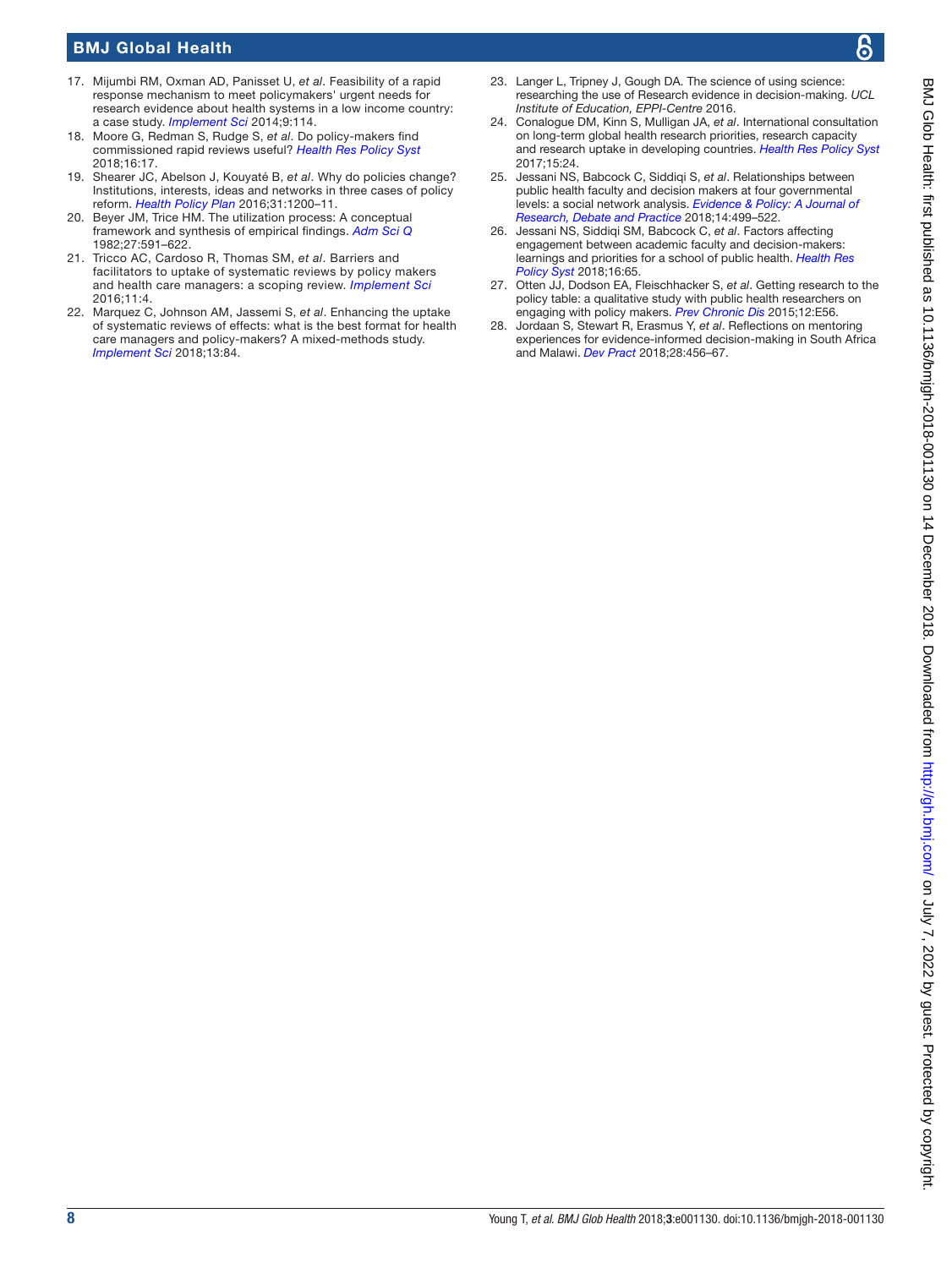17. Mijumbi RM, Oxman AD, Panisset U, *et al*. Feasibility of a rapid response mechanism to meet policymakers' urgent needs for research evidence about health systems in a low income country: a case study. *Implement Sci* 2014;9:114.
18. Moore G, Redman S, Rudge S, *et al*. Do policy-makers find commissioned rapid reviews useful? *Health Res Policy Syst* 2018;16:17.
19. Shearer JC, Abelson J, Kouyaté B, *et al*. Why do policies change? Institutions, interests, ideas and networks in three cases of policy reform. *Health Policy Plan* 2016;31:1200–11.
20. Beyer JM, Trice HM. The utilization process: A conceptual framework and synthesis of empirical findings. *Adm Sci Q* 1982;27:591–622.
21. Tricco AC, Cardoso R, Thomas SM, *et al*. Barriers and facilitators to uptake of systematic reviews by policy makers and health care managers: a scoping review. *Implement Sci* 2016;11:4.
22. Marquez C, Johnson AM, Jassemi S, *et al*. Enhancing the uptake of systematic reviews of effects: what is the best format for health care managers and policy-makers? A mixed-methods study. *Implement Sci* 2018;13:84.
23. Langer L, Tripney J, Gough DA. The science of using science: researching the use of Research evidence in decision-making. *UCL Institute of Education, EPPI-Centre* 2016.
24. Conalogue DM, Kinn S, Mulligan JA, *et al*. International consultation on long-term global health research priorities, research capacity and research uptake in developing countries. *Health Res Policy Syst* 2017;15:24.
25. Jessani NS, Babcock C, Siddiqi S, *et al*. Relationships between public health faculty and decision makers at four governmental levels: a social network analysis. *Evidence & Policy: A Journal of Research, Debate and Practice* 2018;14:499–522.
26. Jessani NS, Siddiqi SM, Babcock C, *et al*. Factors affecting engagement between academic faculty and decision-makers: learnings and priorities for a school of public health. *Health Res Policy Syst* 2018;16:65.
27. Otten JJ, Dodson EA, Fleischhacker S, *et al*. Getting research to the policy table: a qualitative study with public health researchers on engaging with policy makers. *Prev Chronic Dis* 2015;12:E56.
28. Jordaan S, Stewart R, Erasmus Y, *et al*. Reflections on mentoring experiences for evidence-informed decision-making in South Africa and Malawi. *Dev Pract* 2018;28:456–67.